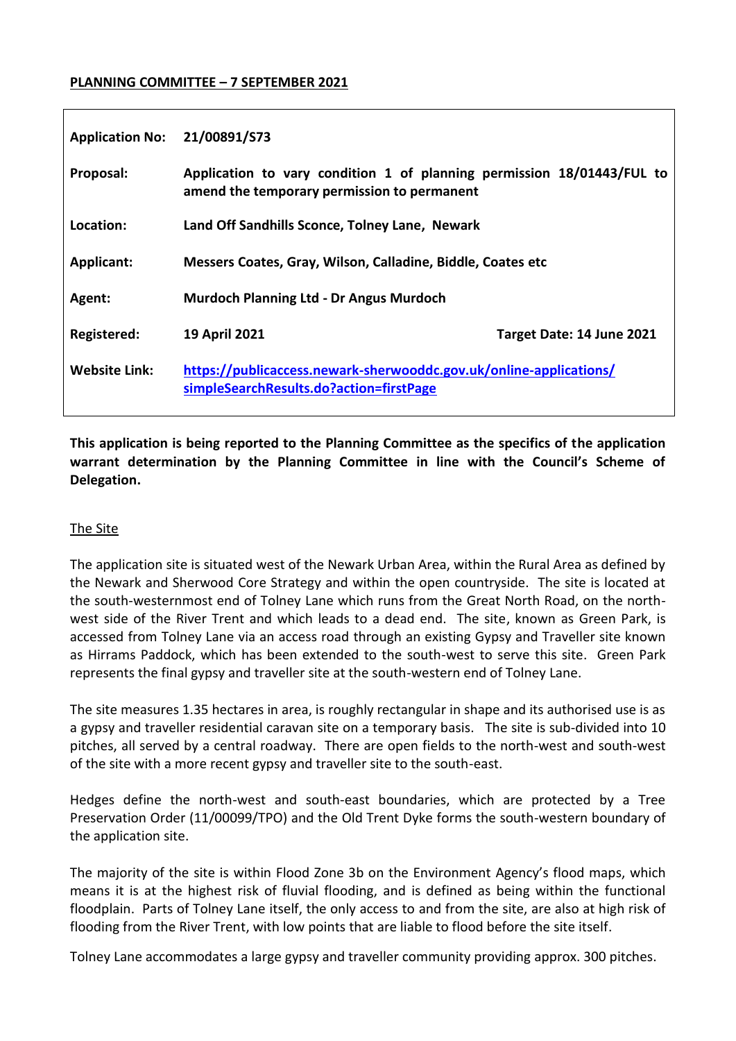**PLANNING COMMITTEE – 7 SEPTEMBER 2021**

| | | |
|---|---|---|
| **Application No:** | **21/00891/S73** | |
| **Proposal:** | **Application to vary condition 1 of planning permission 18/01443/FUL to amend the temporary permission to permanent** | |
| **Location:** | **Land Off Sandhills Sconce, Tolney Lane, Newark** | |
| **Applicant:** | **Messers Coates, Gray, Wilson, Calladine, Biddle, Coates etc** | |
| **Agent:** | **Murdoch Planning Ltd - Dr Angus Murdoch** | |
| **Registered:** | **19 April 2021** | **Target Date: 14 June 2021** |
| **Website Link:** | **[https://publicaccess.newark-sherwooddc.gov.uk/online-applications/simpleSearchResults.do?action=firstPage](https://publicaccess.newark-sherwooddc.gov.uk/online-applications/simpleSearchResults.do?action=firstPage)** | |

**This application is being reported to the Planning Committee as the specifics of the application warrant determination by the Planning Committee in line with the Council's Scheme of Delegation.**

## The Site

The application site is situated west of the Newark Urban Area, within the Rural Area as defined by the Newark and Sherwood Core Strategy and within the open countryside. The site is located at the south-westernmost end of Tolney Lane which runs from the Great North Road, on the north-west side of the River Trent and which leads to a dead end. The site, known as Green Park, is accessed from Tolney Lane via an access road through an existing Gypsy and Traveller site known as Hirrams Paddock, which has been extended to the south-west to serve this site. Green Park represents the final gypsy and traveller site at the south-western end of Tolney Lane.

The site measures 1.35 hectares in area, is roughly rectangular in shape and its authorised use is as a gypsy and traveller residential caravan site on a temporary basis. The site is sub-divided into 10 pitches, all served by a central roadway. There are open fields to the north-west and south-west of the site with a more recent gypsy and traveller site to the south-east.

Hedges define the north-west and south-east boundaries, which are protected by a Tree Preservation Order (11/00099/TPO) and the Old Trent Dyke forms the south-western boundary of the application site.

The majority of the site is within Flood Zone 3b on the Environment Agency's flood maps, which means it is at the highest risk of fluvial flooding, and is defined as being within the functional floodplain. Parts of Tolney Lane itself, the only access to and from the site, are also at high risk of flooding from the River Trent, with low points that are liable to flood before the site itself.

Tolney Lane accommodates a large gypsy and traveller community providing approx. 300 pitches.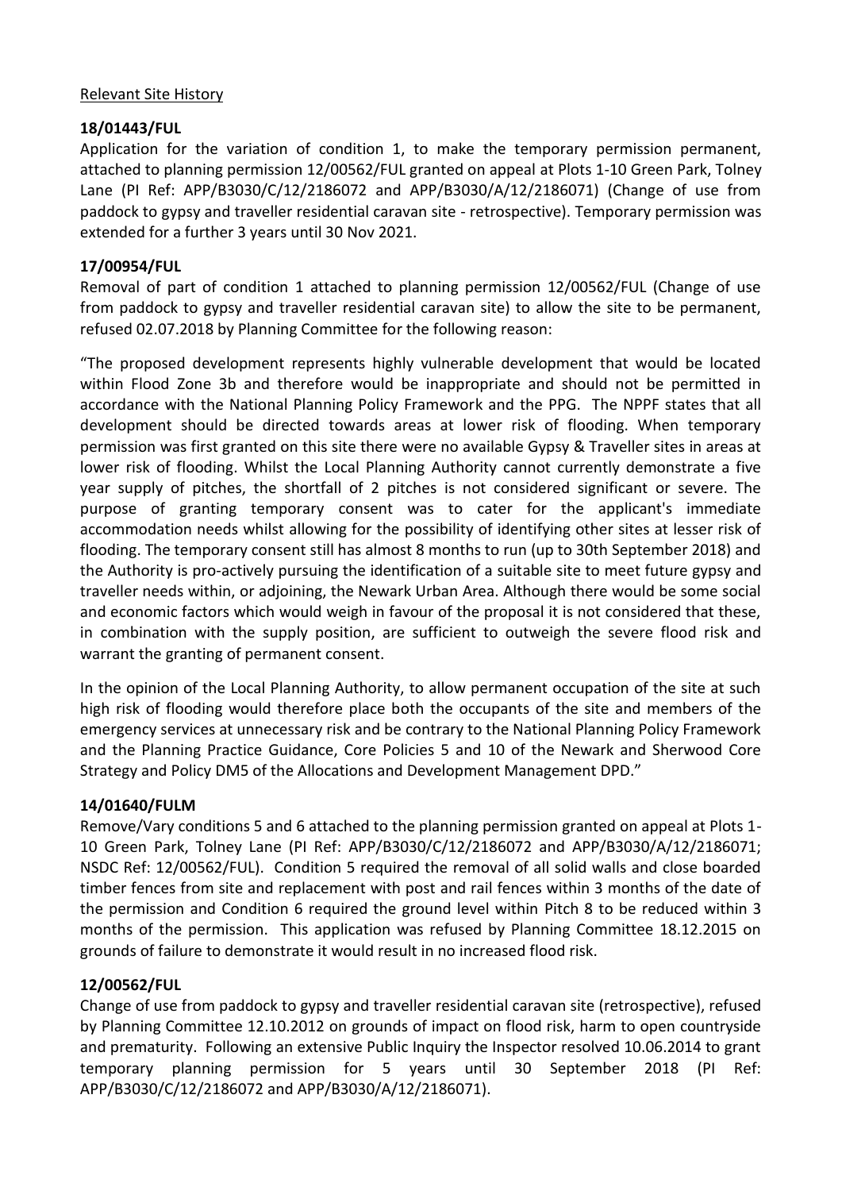Relevant Site History

**18/01443/FUL**

Application for the variation of condition 1, to make the temporary permission permanent, attached to planning permission 12/00562/FUL granted on appeal at Plots 1-10 Green Park, Tolney Lane (PI Ref: APP/B3030/C/12/2186072 and APP/B3030/A/12/2186071) (Change of use from paddock to gypsy and traveller residential caravan site - retrospective). Temporary permission was extended for a further 3 years until 30 Nov 2021.

**17/00954/FUL**

Removal of part of condition 1 attached to planning permission 12/00562/FUL (Change of use from paddock to gypsy and traveller residential caravan site) to allow the site to be permanent, refused 02.07.2018 by Planning Committee for the following reason:

"The proposed development represents highly vulnerable development that would be located within Flood Zone 3b and therefore would be inappropriate and should not be permitted in accordance with the National Planning Policy Framework and the PPG. The NPPF states that all development should be directed towards areas at lower risk of flooding. When temporary permission was first granted on this site there were no available Gypsy & Traveller sites in areas at lower risk of flooding. Whilst the Local Planning Authority cannot currently demonstrate a five year supply of pitches, the shortfall of 2 pitches is not considered significant or severe. The purpose of granting temporary consent was to cater for the applicant's immediate accommodation needs whilst allowing for the possibility of identifying other sites at lesser risk of flooding. The temporary consent still has almost 8 months to run (up to 30th September 2018) and the Authority is pro-actively pursuing the identification of a suitable site to meet future gypsy and traveller needs within, or adjoining, the Newark Urban Area. Although there would be some social and economic factors which would weigh in favour of the proposal it is not considered that these, in combination with the supply position, are sufficient to outweigh the severe flood risk and warrant the granting of permanent consent.

In the opinion of the Local Planning Authority, to allow permanent occupation of the site at such high risk of flooding would therefore place both the occupants of the site and members of the emergency services at unnecessary risk and be contrary to the National Planning Policy Framework and the Planning Practice Guidance, Core Policies 5 and 10 of the Newark and Sherwood Core Strategy and Policy DM5 of the Allocations and Development Management DPD."

**14/01640/FULM**

Remove/Vary conditions 5 and 6 attached to the planning permission granted on appeal at Plots 1-10 Green Park, Tolney Lane (PI Ref: APP/B3030/C/12/2186072 and APP/B3030/A/12/2186071; NSDC Ref: 12/00562/FUL). Condition 5 required the removal of all solid walls and close boarded timber fences from site and replacement with post and rail fences within 3 months of the date of the permission and Condition 6 required the ground level within Pitch 8 to be reduced within 3 months of the permission. This application was refused by Planning Committee 18.12.2015 on grounds of failure to demonstrate it would result in no increased flood risk.

**12/00562/FUL**

Change of use from paddock to gypsy and traveller residential caravan site (retrospective), refused by Planning Committee 12.10.2012 on grounds of impact on flood risk, harm to open countryside and prematurity. Following an extensive Public Inquiry the Inspector resolved 10.06.2014 to grant temporary planning permission for 5 years until 30 September 2018 (PI Ref: APP/B3030/C/12/2186072 and APP/B3030/A/12/2186071).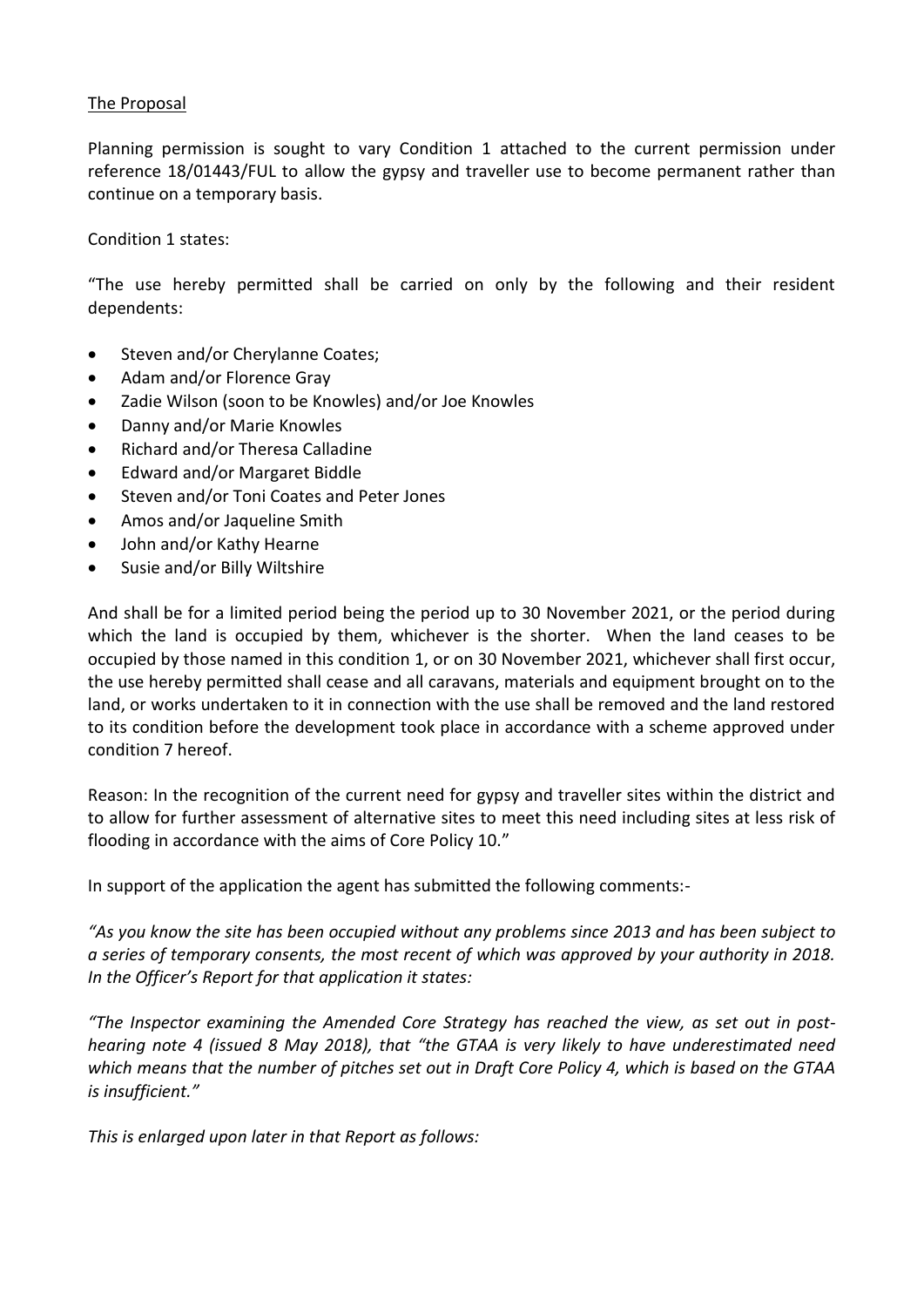<u>The Proposal</u>

Planning permission is sought to vary Condition 1 attached to the current permission under reference 18/01443/FUL to allow the gypsy and traveller use to become permanent rather than continue on a temporary basis.

Condition 1 states:

"The use hereby permitted shall be carried on only by the following and their resident dependents:

- Steven and/or Cherylanne Coates;
- Adam and/or Florence Gray
- Zadie Wilson (soon to be Knowles) and/or Joe Knowles
- Danny and/or Marie Knowles
- Richard and/or Theresa Calladine
- Edward and/or Margaret Biddle
- Steven and/or Toni Coates and Peter Jones
- Amos and/or Jaqueline Smith
- John and/or Kathy Hearne
- Susie and/or Billy Wiltshire

And shall be for a limited period being the period up to 30 November 2021, or the period during which the land is occupied by them, whichever is the shorter. When the land ceases to be occupied by those named in this condition 1, or on 30 November 2021, whichever shall first occur, the use hereby permitted shall cease and all caravans, materials and equipment brought on to the land, or works undertaken to it in connection with the use shall be removed and the land restored to its condition before the development took place in accordance with a scheme approved under condition 7 hereof.

Reason: In the recognition of the current need for gypsy and traveller sites within the district and to allow for further assessment of alternative sites to meet this need including sites at less risk of flooding in accordance with the aims of Core Policy 10."

In support of the application the agent has submitted the following comments:-

*"As you know the site has been occupied without any problems since 2013 and has been subject to a series of temporary consents, the most recent of which was approved by your authority in 2018. In the Officer's Report for that application it states:*

*"The Inspector examining the Amended Core Strategy has reached the view, as set out in post-hearing note 4 (issued 8 May 2018), that "the GTAA is very likely to have underestimated need which means that the number of pitches set out in Draft Core Policy 4, which is based on the GTAA is insufficient."*

*This is enlarged upon later in that Report as follows:*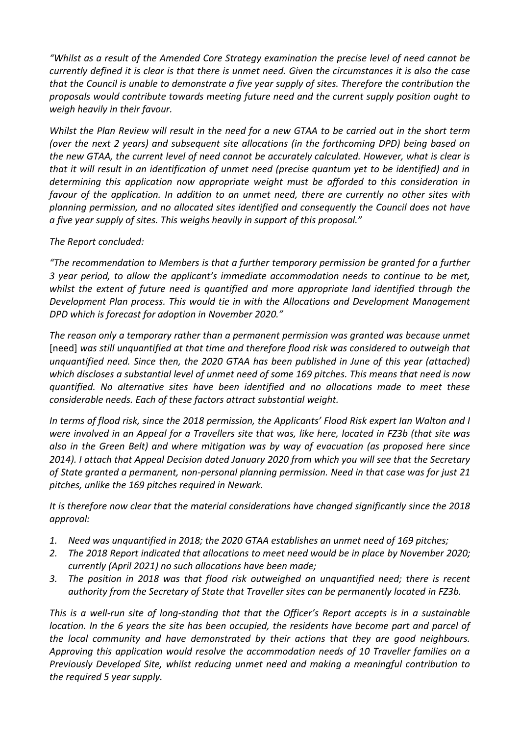*"Whilst as a result of the Amended Core Strategy examination the precise level of need cannot be currently defined it is clear is that there is unmet need. Given the circumstances it is also the case that the Council is unable to demonstrate a five year supply of sites. Therefore the contribution the proposals would contribute towards meeting future need and the current supply position ought to weigh heavily in their favour.*

*Whilst the Plan Review will result in the need for a new GTAA to be carried out in the short term (over the next 2 years) and subsequent site allocations (in the forthcoming DPD) being based on the new GTAA, the current level of need cannot be accurately calculated. However, what is clear is that it will result in an identification of unmet need (precise quantum yet to be identified) and in determining this application now appropriate weight must be afforded to this consideration in favour of the application. In addition to an unmet need, there are currently no other sites with planning permission, and no allocated sites identified and consequently the Council does not have a five year supply of sites. This weighs heavily in support of this proposal."*

*The Report concluded:*

*"The recommendation to Members is that a further temporary permission be granted for a further 3 year period, to allow the applicant's immediate accommodation needs to continue to be met, whilst the extent of future need is quantified and more appropriate land identified through the Development Plan process. This would tie in with the Allocations and Development Management DPD which is forecast for adoption in November 2020."*

*The reason only a temporary rather than a permanent permission was granted was because unmet* [need] *was still unquantified at that time and therefore flood risk was considered to outweigh that unquantified need. Since then, the 2020 GTAA has been published in June of this year (attached) which discloses a substantial level of unmet need of some 169 pitches. This means that need is now quantified. No alternative sites have been identified and no allocations made to meet these considerable needs. Each of these factors attract substantial weight.*

*In terms of flood risk, since the 2018 permission, the Applicants' Flood Risk expert Ian Walton and I were involved in an Appeal for a Travellers site that was, like here, located in FZ3b (that site was also in the Green Belt) and where mitigation was by way of evacuation (as proposed here since 2014). I attach that Appeal Decision dated January 2020 from which you will see that the Secretary of State granted a permanent, non-personal planning permission. Need in that case was for just 21 pitches, unlike the 169 pitches required in Newark.*

*It is therefore now clear that the material considerations have changed significantly since the 2018 approval:*

1. *Need was unquantified in 2018; the 2020 GTAA establishes an unmet need of 169 pitches;*
2. *The 2018 Report indicated that allocations to meet need would be in place by November 2020; currently (April 2021) no such allocations have been made;*
3. *The position in 2018 was that flood risk outweighed an unquantified need; there is recent authority from the Secretary of State that Traveller sites can be permanently located in FZ3b.*

*This is a well-run site of long-standing that that the Officer's Report accepts is in a sustainable location. In the 6 years the site has been occupied, the residents have become part and parcel of the local community and have demonstrated by their actions that they are good neighbours. Approving this application would resolve the accommodation needs of 10 Traveller families on a Previously Developed Site, whilst reducing unmet need and making a meaningful contribution to the required 5 year supply.*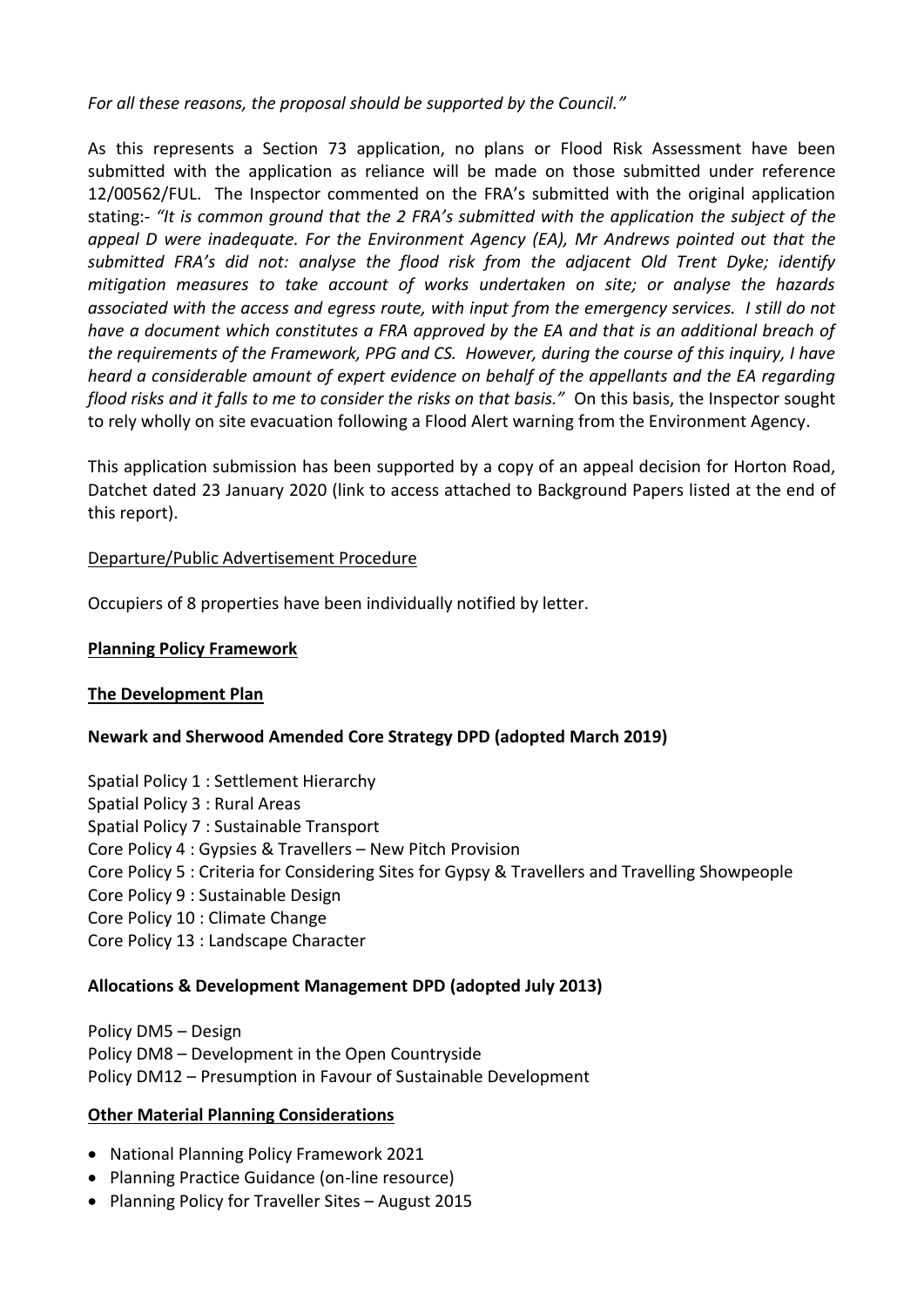*For all these reasons, the proposal should be supported by the Council."*

As this represents a Section 73 application, no plans or Flood Risk Assessment have been submitted with the application as reliance will be made on those submitted under reference 12/00562/FUL. The Inspector commented on the FRA's submitted with the original application stating:- *"It is common ground that the 2 FRA's submitted with the application the subject of the appeal D were inadequate. For the Environment Agency (EA), Mr Andrews pointed out that the submitted FRA's did not: analyse the flood risk from the adjacent Old Trent Dyke; identify mitigation measures to take account of works undertaken on site; or analyse the hazards associated with the access and egress route, with input from the emergency services. I still do not have a document which constitutes a FRA approved by the EA and that is an additional breach of the requirements of the Framework, PPG and CS. However, during the course of this inquiry, I have heard a considerable amount of expert evidence on behalf of the appellants and the EA regarding flood risks and it falls to me to consider the risks on that basis."* On this basis, the Inspector sought to rely wholly on site evacuation following a Flood Alert warning from the Environment Agency.

This application submission has been supported by a copy of an appeal decision for Horton Road, Datchet dated 23 January 2020 (link to access attached to Background Papers listed at the end of this report).

Departure/Public Advertisement Procedure

Occupiers of 8 properties have been individually notified by letter.

**Planning Policy Framework**

**The Development Plan**

**Newark and Sherwood Amended Core Strategy DPD (adopted March 2019)**

Spatial Policy 1 : Settlement Hierarchy
Spatial Policy 3 : Rural Areas
Spatial Policy 7 : Sustainable Transport
Core Policy 4 : Gypsies & Travellers – New Pitch Provision
Core Policy 5 : Criteria for Considering Sites for Gypsy & Travellers and Travelling Showpeople
Core Policy 9 : Sustainable Design
Core Policy 10 : Climate Change
Core Policy 13 : Landscape Character

**Allocations & Development Management DPD (adopted July 2013)**

Policy DM5 – Design
Policy DM8 – Development in the Open Countryside
Policy DM12 – Presumption in Favour of Sustainable Development

**Other Material Planning Considerations**

- National Planning Policy Framework 2021
- Planning Practice Guidance (on-line resource)
- Planning Policy for Traveller Sites – August 2015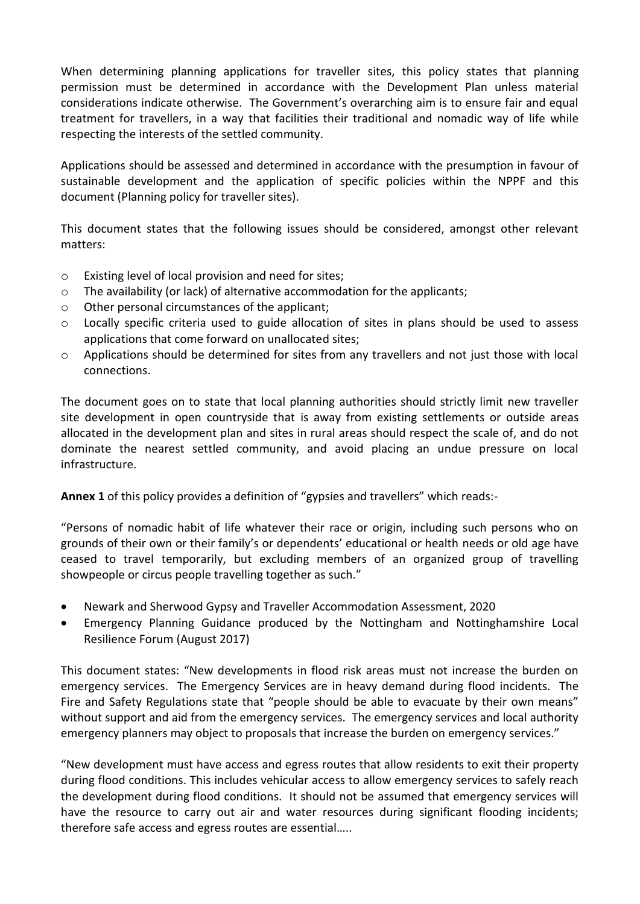When determining planning applications for traveller sites, this policy states that planning permission must be determined in accordance with the Development Plan unless material considerations indicate otherwise. The Government's overarching aim is to ensure fair and equal treatment for travellers, in a way that facilities their traditional and nomadic way of life while respecting the interests of the settled community.

Applications should be assessed and determined in accordance with the presumption in favour of sustainable development and the application of specific policies within the NPPF and this document (Planning policy for traveller sites).

This document states that the following issues should be considered, amongst other relevant matters:

- Existing level of local provision and need for sites;
- The availability (or lack) of alternative accommodation for the applicants;
- Other personal circumstances of the applicant;
- Locally specific criteria used to guide allocation of sites in plans should be used to assess applications that come forward on unallocated sites;
- Applications should be determined for sites from any travellers and not just those with local connections.

The document goes on to state that local planning authorities should strictly limit new traveller site development in open countryside that is away from existing settlements or outside areas allocated in the development plan and sites in rural areas should respect the scale of, and do not dominate the nearest settled community, and avoid placing an undue pressure on local infrastructure.

**Annex 1** of this policy provides a definition of "gypsies and travellers" which reads:-

"Persons of nomadic habit of life whatever their race or origin, including such persons who on grounds of their own or their family's or dependents' educational or health needs or old age have ceased to travel temporarily, but excluding members of an organized group of travelling showpeople or circus people travelling together as such."

- Newark and Sherwood Gypsy and Traveller Accommodation Assessment, 2020
- Emergency Planning Guidance produced by the Nottingham and Nottinghamshire Local Resilience Forum (August 2017)

This document states: "New developments in flood risk areas must not increase the burden on emergency services. The Emergency Services are in heavy demand during flood incidents. The Fire and Safety Regulations state that "people should be able to evacuate by their own means" without support and aid from the emergency services. The emergency services and local authority emergency planners may object to proposals that increase the burden on emergency services."

"New development must have access and egress routes that allow residents to exit their property during flood conditions. This includes vehicular access to allow emergency services to safely reach the development during flood conditions. It should not be assumed that emergency services will have the resource to carry out air and water resources during significant flooding incidents; therefore safe access and egress routes are essential…..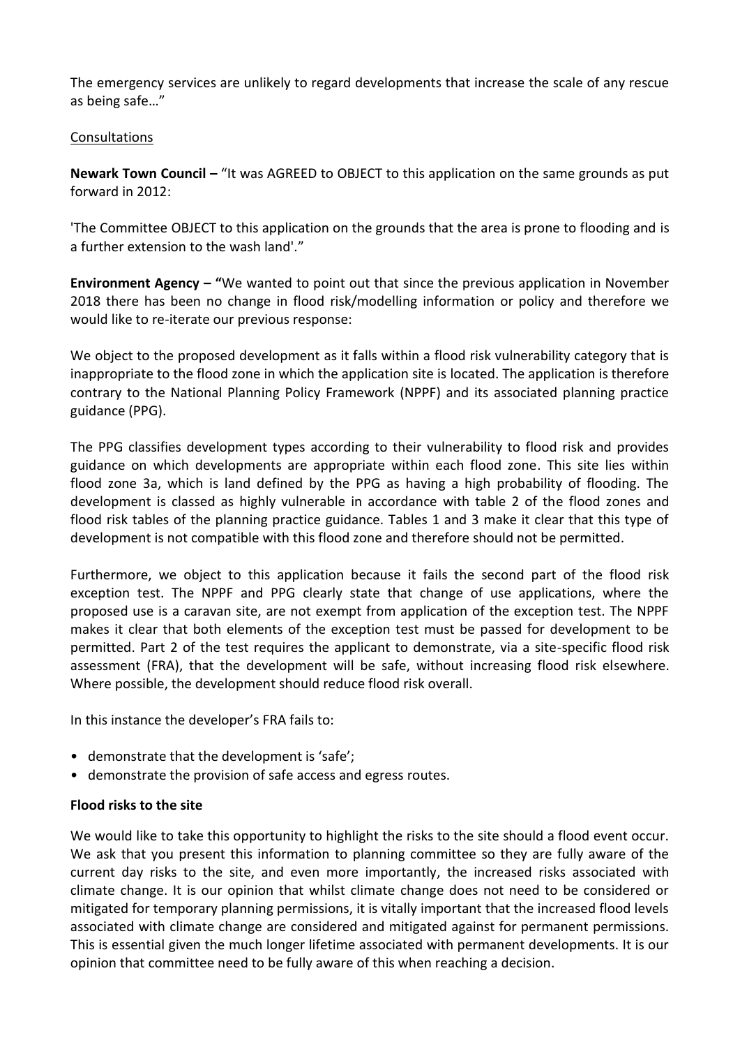The emergency services are unlikely to regard developments that increase the scale of any rescue as being safe…"

Consultations

**Newark Town Council –** "It was AGREED to OBJECT to this application on the same grounds as put forward in 2012:

'The Committee OBJECT to this application on the grounds that the area is prone to flooding and is a further extension to the wash land'."

**Environment Agency – "**We wanted to point out that since the previous application in November 2018 there has been no change in flood risk/modelling information or policy and therefore we would like to re-iterate our previous response:

We object to the proposed development as it falls within a flood risk vulnerability category that is inappropriate to the flood zone in which the application site is located. The application is therefore contrary to the National Planning Policy Framework (NPPF) and its associated planning practice guidance (PPG).

The PPG classifies development types according to their vulnerability to flood risk and provides guidance on which developments are appropriate within each flood zone. This site lies within flood zone 3a, which is land defined by the PPG as having a high probability of flooding. The development is classed as highly vulnerable in accordance with table 2 of the flood zones and flood risk tables of the planning practice guidance. Tables 1 and 3 make it clear that this type of development is not compatible with this flood zone and therefore should not be permitted.

Furthermore, we object to this application because it fails the second part of the flood risk exception test. The NPPF and PPG clearly state that change of use applications, where the proposed use is a caravan site, are not exempt from application of the exception test. The NPPF makes it clear that both elements of the exception test must be passed for development to be permitted. Part 2 of the test requires the applicant to demonstrate, via a site-specific flood risk assessment (FRA), that the development will be safe, without increasing flood risk elsewhere. Where possible, the development should reduce flood risk overall.

In this instance the developer's FRA fails to:

- demonstrate that the development is 'safe';
- demonstrate the provision of safe access and egress routes.

**Flood risks to the site**

We would like to take this opportunity to highlight the risks to the site should a flood event occur. We ask that you present this information to planning committee so they are fully aware of the current day risks to the site, and even more importantly, the increased risks associated with climate change. It is our opinion that whilst climate change does not need to be considered or mitigated for temporary planning permissions, it is vitally important that the increased flood levels associated with climate change are considered and mitigated against for permanent permissions. This is essential given the much longer lifetime associated with permanent developments. It is our opinion that committee need to be fully aware of this when reaching a decision.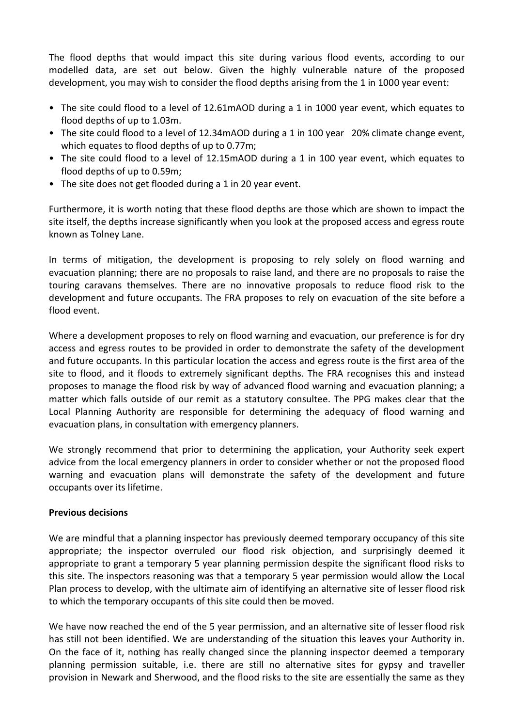The flood depths that would impact this site during various flood events, according to our modelled data, are set out below. Given the highly vulnerable nature of the proposed development, you may wish to consider the flood depths arising from the 1 in 1000 year event:

- The site could flood to a level of 12.61mAOD during a 1 in 1000 year event, which equates to flood depths of up to 1.03m.
- The site could flood to a level of 12.34mAOD during a 1 in 100 year 20% climate change event, which equates to flood depths of up to 0.77m;
- The site could flood to a level of 12.15mAOD during a 1 in 100 year event, which equates to flood depths of up to 0.59m;
- The site does not get flooded during a 1 in 20 year event.

Furthermore, it is worth noting that these flood depths are those which are shown to impact the site itself, the depths increase significantly when you look at the proposed access and egress route known as Tolney Lane.

In terms of mitigation, the development is proposing to rely solely on flood warning and evacuation planning; there are no proposals to raise land, and there are no proposals to raise the touring caravans themselves. There are no innovative proposals to reduce flood risk to the development and future occupants. The FRA proposes to rely on evacuation of the site before a flood event.

Where a development proposes to rely on flood warning and evacuation, our preference is for dry access and egress routes to be provided in order to demonstrate the safety of the development and future occupants. In this particular location the access and egress route is the first area of the site to flood, and it floods to extremely significant depths. The FRA recognises this and instead proposes to manage the flood risk by way of advanced flood warning and evacuation planning; a matter which falls outside of our remit as a statutory consultee. The PPG makes clear that the Local Planning Authority are responsible for determining the adequacy of flood warning and evacuation plans, in consultation with emergency planners.

We strongly recommend that prior to determining the application, your Authority seek expert advice from the local emergency planners in order to consider whether or not the proposed flood warning and evacuation plans will demonstrate the safety of the development and future occupants over its lifetime.

**Previous decisions**

We are mindful that a planning inspector has previously deemed temporary occupancy of this site appropriate; the inspector overruled our flood risk objection, and surprisingly deemed it appropriate to grant a temporary 5 year planning permission despite the significant flood risks to this site. The inspectors reasoning was that a temporary 5 year permission would allow the Local Plan process to develop, with the ultimate aim of identifying an alternative site of lesser flood risk to which the temporary occupants of this site could then be moved.

We have now reached the end of the 5 year permission, and an alternative site of lesser flood risk has still not been identified. We are understanding of the situation this leaves your Authority in. On the face of it, nothing has really changed since the planning inspector deemed a temporary planning permission suitable, i.e. there are still no alternative sites for gypsy and traveller provision in Newark and Sherwood, and the flood risks to the site are essentially the same as they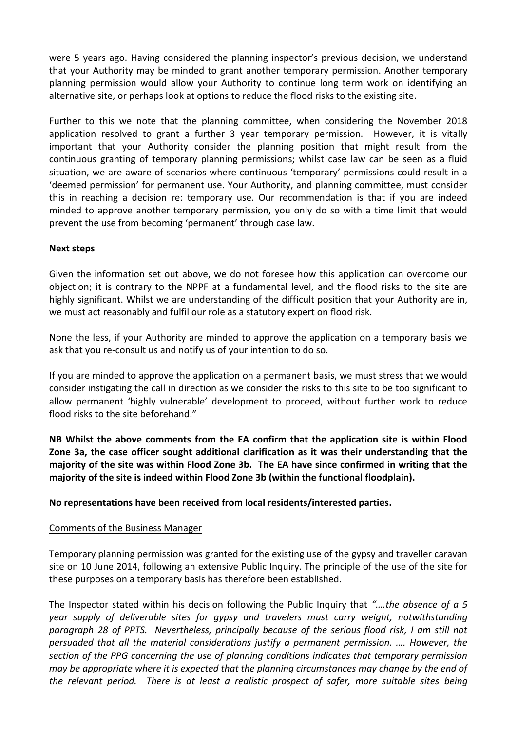were 5 years ago. Having considered the planning inspector's previous decision, we understand that your Authority may be minded to grant another temporary permission. Another temporary planning permission would allow your Authority to continue long term work on identifying an alternative site, or perhaps look at options to reduce the flood risks to the existing site.

Further to this we note that the planning committee, when considering the November 2018 application resolved to grant a further 3 year temporary permission. However, it is vitally important that your Authority consider the planning position that might result from the continuous granting of temporary planning permissions; whilst case law can be seen as a fluid situation, we are aware of scenarios where continuous 'temporary' permissions could result in a 'deemed permission' for permanent use. Your Authority, and planning committee, must consider this in reaching a decision re: temporary use. Our recommendation is that if you are indeed minded to approve another temporary permission, you only do so with a time limit that would prevent the use from becoming 'permanent' through case law.

**Next steps**

Given the information set out above, we do not foresee how this application can overcome our objection; it is contrary to the NPPF at a fundamental level, and the flood risks to the site are highly significant. Whilst we are understanding of the difficult position that your Authority are in, we must act reasonably and fulfil our role as a statutory expert on flood risk.

None the less, if your Authority are minded to approve the application on a temporary basis we ask that you re-consult us and notify us of your intention to do so.

If you are minded to approve the application on a permanent basis, we must stress that we would consider instigating the call in direction as we consider the risks to this site to be too significant to allow permanent 'highly vulnerable' development to proceed, without further work to reduce flood risks to the site beforehand."

**NB Whilst the above comments from the EA confirm that the application site is within Flood Zone 3a, the case officer sought additional clarification as it was their understanding that the majority of the site was within Flood Zone 3b. The EA have since confirmed in writing that the majority of the site is indeed within Flood Zone 3b (within the functional floodplain).**

**No representations have been received from local residents/interested parties.**

Comments of the Business Manager

Temporary planning permission was granted for the existing use of the gypsy and traveller caravan site on 10 June 2014, following an extensive Public Inquiry. The principle of the use of the site for these purposes on a temporary basis has therefore been established.

The Inspector stated within his decision following the Public Inquiry that *"….the absence of a 5 year supply of deliverable sites for gypsy and travelers must carry weight, notwithstanding paragraph 28 of PPTS. Nevertheless, principally because of the serious flood risk, I am still not persuaded that all the material considerations justify a permanent permission. …. However, the section of the PPG concerning the use of planning conditions indicates that temporary permission may be appropriate where it is expected that the planning circumstances may change by the end of the relevant period. There is at least a realistic prospect of safer, more suitable sites being*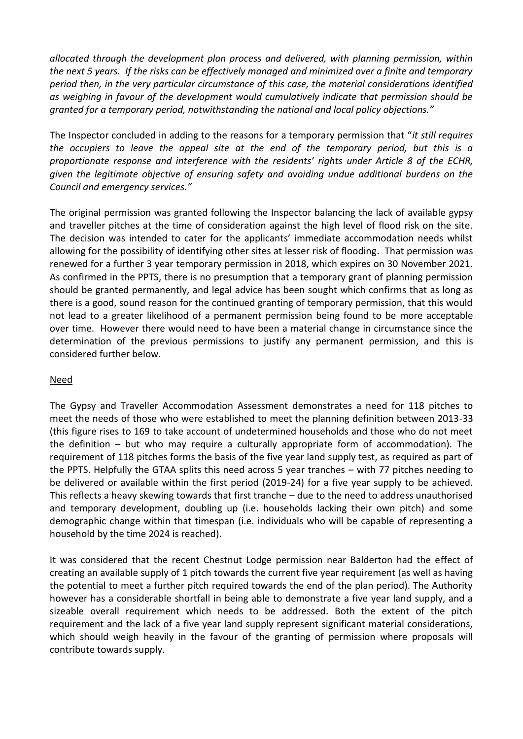*allocated through the development plan process and delivered, with planning permission, within the next 5 years. If the risks can be effectively managed and minimized over a finite and temporary period then, in the very particular circumstance of this case, the material considerations identified as weighing in favour of the development would cumulatively indicate that permission should be granted for a temporary period, notwithstanding the national and local policy objections."*

The Inspector concluded in adding to the reasons for a temporary permission that "*it still requires the occupiers to leave the appeal site at the end of the temporary period, but this is a proportionate response and interference with the residents' rights under Article 8 of the ECHR, given the legitimate objective of ensuring safety and avoiding undue additional burdens on the Council and emergency services."*

The original permission was granted following the Inspector balancing the lack of available gypsy and traveller pitches at the time of consideration against the high level of flood risk on the site. The decision was intended to cater for the applicants' immediate accommodation needs whilst allowing for the possibility of identifying other sites at lesser risk of flooding. That permission was renewed for a further 3 year temporary permission in 2018, which expires on 30 November 2021. As confirmed in the PPTS, there is no presumption that a temporary grant of planning permission should be granted permanently, and legal advice has been sought which confirms that as long as there is a good, sound reason for the continued granting of temporary permission, that this would not lead to a greater likelihood of a permanent permission being found to be more acceptable over time. However there would need to have been a material change in circumstance since the determination of the previous permissions to justify any permanent permission, and this is considered further below.

<u>Need</u>

The Gypsy and Traveller Accommodation Assessment demonstrates a need for 118 pitches to meet the needs of those who were established to meet the planning definition between 2013-33 (this figure rises to 169 to take account of undetermined households and those who do not meet the definition – but who may require a culturally appropriate form of accommodation). The requirement of 118 pitches forms the basis of the five year land supply test, as required as part of the PPTS. Helpfully the GTAA splits this need across 5 year tranches – with 77 pitches needing to be delivered or available within the first period (2019-24) for a five year supply to be achieved. This reflects a heavy skewing towards that first tranche – due to the need to address unauthorised and temporary development, doubling up (i.e. households lacking their own pitch) and some demographic change within that timespan (i.e. individuals who will be capable of representing a household by the time 2024 is reached).

It was considered that the recent Chestnut Lodge permission near Balderton had the effect of creating an available supply of 1 pitch towards the current five year requirement (as well as having the potential to meet a further pitch required towards the end of the plan period). The Authority however has a considerable shortfall in being able to demonstrate a five year land supply, and a sizeable overall requirement which needs to be addressed. Both the extent of the pitch requirement and the lack of a five year land supply represent significant material considerations, which should weigh heavily in the favour of the granting of permission where proposals will contribute towards supply.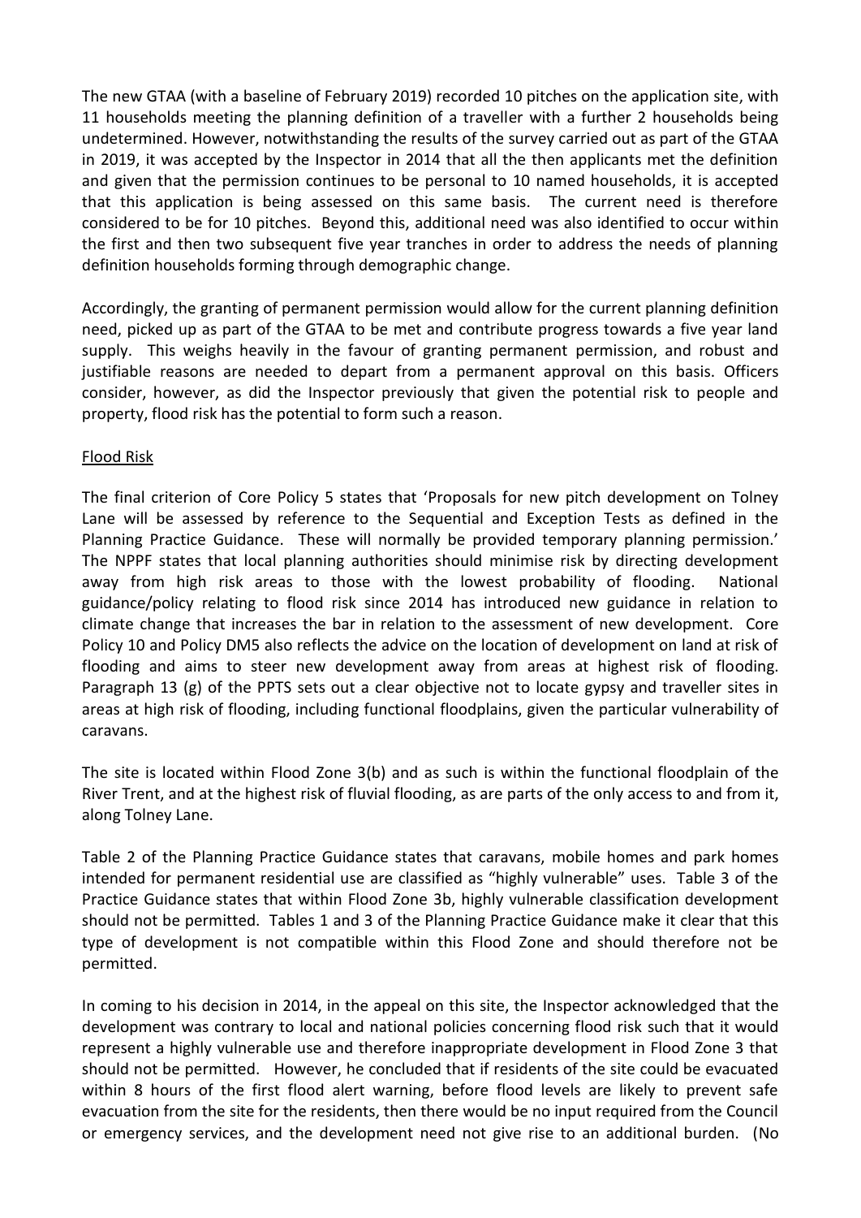The new GTAA (with a baseline of February 2019) recorded 10 pitches on the application site, with 11 households meeting the planning definition of a traveller with a further 2 households being undetermined. However, notwithstanding the results of the survey carried out as part of the GTAA in 2019, it was accepted by the Inspector in 2014 that all the then applicants met the definition and given that the permission continues to be personal to 10 named households, it is accepted that this application is being assessed on this same basis. The current need is therefore considered to be for 10 pitches. Beyond this, additional need was also identified to occur within the first and then two subsequent five year tranches in order to address the needs of planning definition households forming through demographic change.

Accordingly, the granting of permanent permission would allow for the current planning definition need, picked up as part of the GTAA to be met and contribute progress towards a five year land supply. This weighs heavily in the favour of granting permanent permission, and robust and justifiable reasons are needed to depart from a permanent approval on this basis. Officers consider, however, as did the Inspector previously that given the potential risk to people and property, flood risk has the potential to form such a reason.

Flood Risk

The final criterion of Core Policy 5 states that 'Proposals for new pitch development on Tolney Lane will be assessed by reference to the Sequential and Exception Tests as defined in the Planning Practice Guidance. These will normally be provided temporary planning permission.' The NPPF states that local planning authorities should minimise risk by directing development away from high risk areas to those with the lowest probability of flooding. National guidance/policy relating to flood risk since 2014 has introduced new guidance in relation to climate change that increases the bar in relation to the assessment of new development. Core Policy 10 and Policy DM5 also reflects the advice on the location of development on land at risk of flooding and aims to steer new development away from areas at highest risk of flooding. Paragraph 13 (g) of the PPTS sets out a clear objective not to locate gypsy and traveller sites in areas at high risk of flooding, including functional floodplains, given the particular vulnerability of caravans.

The site is located within Flood Zone 3(b) and as such is within the functional floodplain of the River Trent, and at the highest risk of fluvial flooding, as are parts of the only access to and from it, along Tolney Lane.

Table 2 of the Planning Practice Guidance states that caravans, mobile homes and park homes intended for permanent residential use are classified as "highly vulnerable" uses. Table 3 of the Practice Guidance states that within Flood Zone 3b, highly vulnerable classification development should not be permitted. Tables 1 and 3 of the Planning Practice Guidance make it clear that this type of development is not compatible within this Flood Zone and should therefore not be permitted.

In coming to his decision in 2014, in the appeal on this site, the Inspector acknowledged that the development was contrary to local and national policies concerning flood risk such that it would represent a highly vulnerable use and therefore inappropriate development in Flood Zone 3 that should not be permitted. However, he concluded that if residents of the site could be evacuated within 8 hours of the first flood alert warning, before flood levels are likely to prevent safe evacuation from the site for the residents, then there would be no input required from the Council or emergency services, and the development need not give rise to an additional burden. (No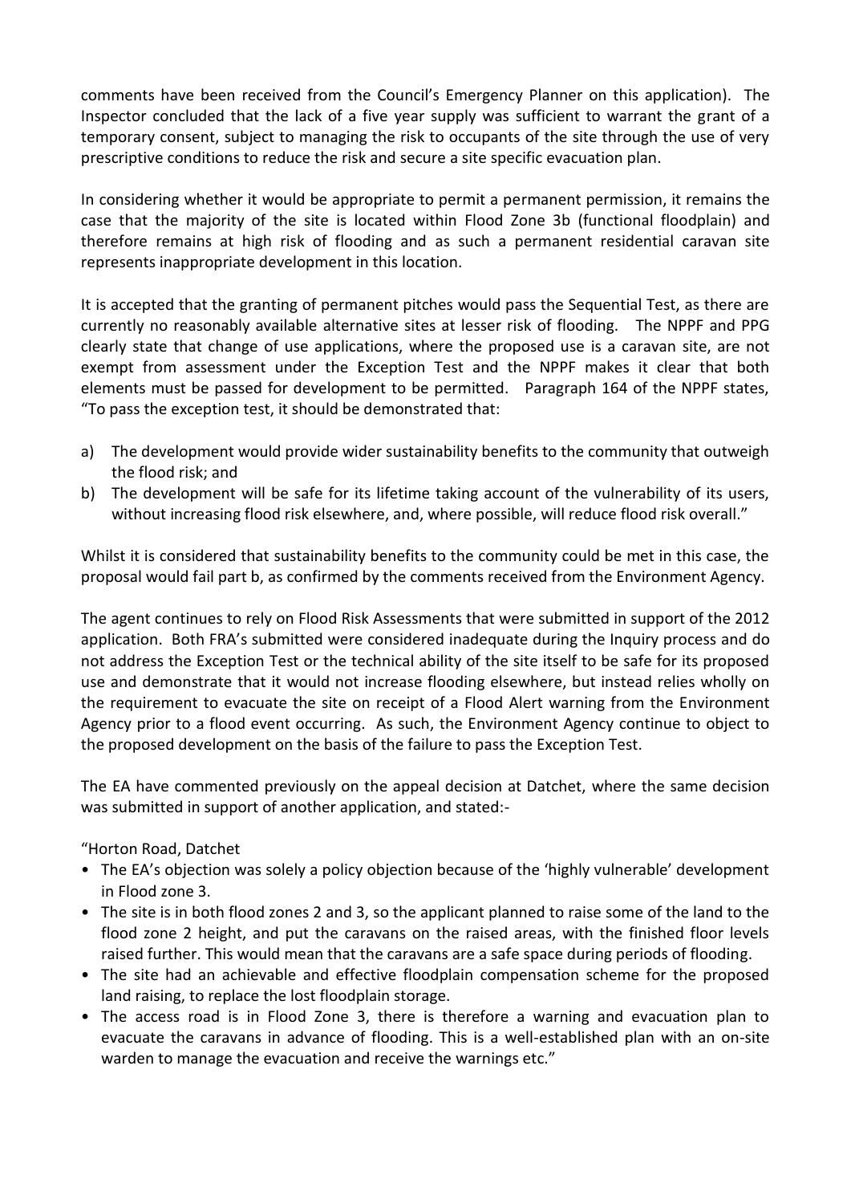comments have been received from the Council's Emergency Planner on this application). The Inspector concluded that the lack of a five year supply was sufficient to warrant the grant of a temporary consent, subject to managing the risk to occupants of the site through the use of very prescriptive conditions to reduce the risk and secure a site specific evacuation plan.

In considering whether it would be appropriate to permit a permanent permission, it remains the case that the majority of the site is located within Flood Zone 3b (functional floodplain) and therefore remains at high risk of flooding and as such a permanent residential caravan site represents inappropriate development in this location.

It is accepted that the granting of permanent pitches would pass the Sequential Test, as there are currently no reasonably available alternative sites at lesser risk of flooding. The NPPF and PPG clearly state that change of use applications, where the proposed use is a caravan site, are not exempt from assessment under the Exception Test and the NPPF makes it clear that both elements must be passed for development to be permitted. Paragraph 164 of the NPPF states, "To pass the exception test, it should be demonstrated that:

a) The development would provide wider sustainability benefits to the community that outweigh the flood risk; and
b) The development will be safe for its lifetime taking account of the vulnerability of its users, without increasing flood risk elsewhere, and, where possible, will reduce flood risk overall."

Whilst it is considered that sustainability benefits to the community could be met in this case, the proposal would fail part b, as confirmed by the comments received from the Environment Agency.

The agent continues to rely on Flood Risk Assessments that were submitted in support of the 2012 application. Both FRA's submitted were considered inadequate during the Inquiry process and do not address the Exception Test or the technical ability of the site itself to be safe for its proposed use and demonstrate that it would not increase flooding elsewhere, but instead relies wholly on the requirement to evacuate the site on receipt of a Flood Alert warning from the Environment Agency prior to a flood event occurring. As such, the Environment Agency continue to object to the proposed development on the basis of the failure to pass the Exception Test.

The EA have commented previously on the appeal decision at Datchet, where the same decision was submitted in support of another application, and stated:-

"Horton Road, Datchet

- The EA's objection was solely a policy objection because of the 'highly vulnerable' development in Flood zone 3.
- The site is in both flood zones 2 and 3, so the applicant planned to raise some of the land to the flood zone 2 height, and put the caravans on the raised areas, with the finished floor levels raised further. This would mean that the caravans are a safe space during periods of flooding.
- The site had an achievable and effective floodplain compensation scheme for the proposed land raising, to replace the lost floodplain storage.
- The access road is in Flood Zone 3, there is therefore a warning and evacuation plan to evacuate the caravans in advance of flooding. This is a well-established plan with an on-site warden to manage the evacuation and receive the warnings etc."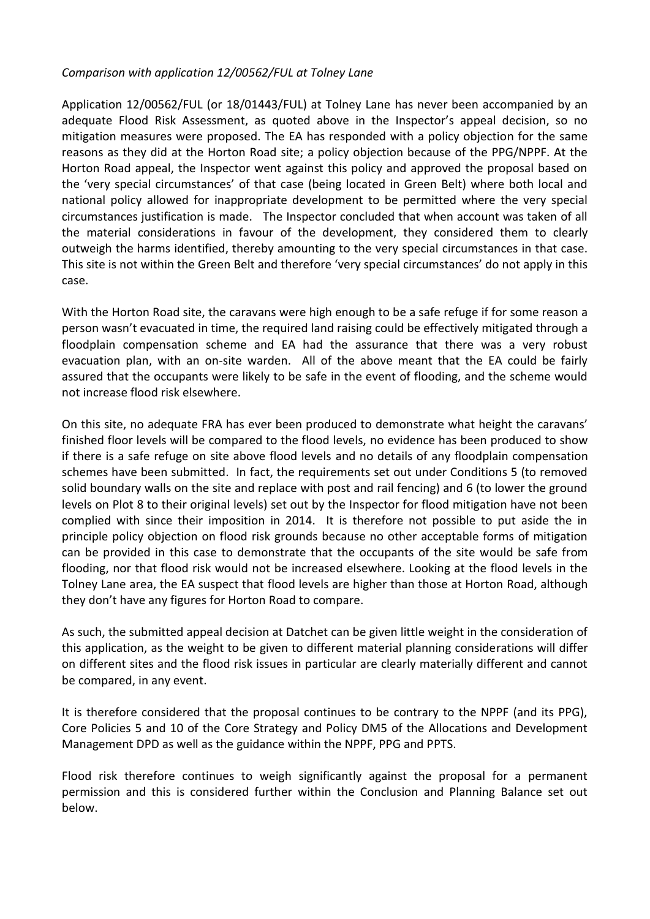*Comparison with application 12/00562/FUL at Tolney Lane*

Application 12/00562/FUL (or 18/01443/FUL) at Tolney Lane has never been accompanied by an adequate Flood Risk Assessment, as quoted above in the Inspector's appeal decision, so no mitigation measures were proposed. The EA has responded with a policy objection for the same reasons as they did at the Horton Road site; a policy objection because of the PPG/NPPF. At the Horton Road appeal, the Inspector went against this policy and approved the proposal based on the 'very special circumstances' of that case (being located in Green Belt) where both local and national policy allowed for inappropriate development to be permitted where the very special circumstances justification is made. The Inspector concluded that when account was taken of all the material considerations in favour of the development, they considered them to clearly outweigh the harms identified, thereby amounting to the very special circumstances in that case. This site is not within the Green Belt and therefore 'very special circumstances' do not apply in this case.

With the Horton Road site, the caravans were high enough to be a safe refuge if for some reason a person wasn't evacuated in time, the required land raising could be effectively mitigated through a floodplain compensation scheme and EA had the assurance that there was a very robust evacuation plan, with an on-site warden. All of the above meant that the EA could be fairly assured that the occupants were likely to be safe in the event of flooding, and the scheme would not increase flood risk elsewhere.

On this site, no adequate FRA has ever been produced to demonstrate what height the caravans' finished floor levels will be compared to the flood levels, no evidence has been produced to show if there is a safe refuge on site above flood levels and no details of any floodplain compensation schemes have been submitted. In fact, the requirements set out under Conditions 5 (to removed solid boundary walls on the site and replace with post and rail fencing) and 6 (to lower the ground levels on Plot 8 to their original levels) set out by the Inspector for flood mitigation have not been complied with since their imposition in 2014. It is therefore not possible to put aside the in principle policy objection on flood risk grounds because no other acceptable forms of mitigation can be provided in this case to demonstrate that the occupants of the site would be safe from flooding, nor that flood risk would not be increased elsewhere. Looking at the flood levels in the Tolney Lane area, the EA suspect that flood levels are higher than those at Horton Road, although they don't have any figures for Horton Road to compare.

As such, the submitted appeal decision at Datchet can be given little weight in the consideration of this application, as the weight to be given to different material planning considerations will differ on different sites and the flood risk issues in particular are clearly materially different and cannot be compared, in any event.

It is therefore considered that the proposal continues to be contrary to the NPPF (and its PPG), Core Policies 5 and 10 of the Core Strategy and Policy DM5 of the Allocations and Development Management DPD as well as the guidance within the NPPF, PPG and PPTS.

Flood risk therefore continues to weigh significantly against the proposal for a permanent permission and this is considered further within the Conclusion and Planning Balance set out below.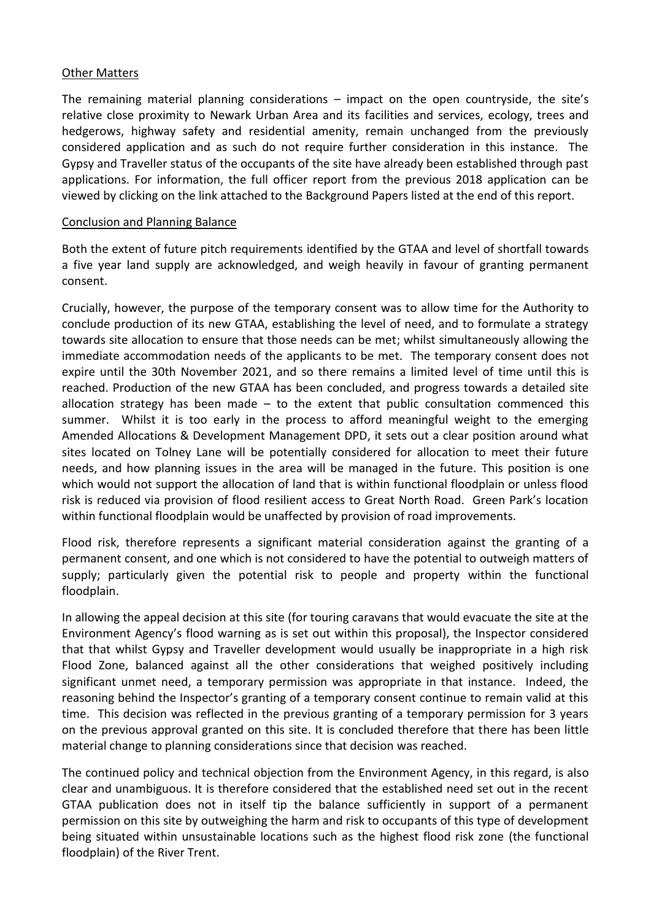## Other Matters

The remaining material planning considerations – impact on the open countryside, the site's relative close proximity to Newark Urban Area and its facilities and services, ecology, trees and hedgerows, highway safety and residential amenity, remain unchanged from the previously considered application and as such do not require further consideration in this instance. The Gypsy and Traveller status of the occupants of the site have already been established through past applications. For information, the full officer report from the previous 2018 application can be viewed by clicking on the link attached to the Background Papers listed at the end of this report.

## Conclusion and Planning Balance

Both the extent of future pitch requirements identified by the GTAA and level of shortfall towards a five year land supply are acknowledged, and weigh heavily in favour of granting permanent consent.

Crucially, however, the purpose of the temporary consent was to allow time for the Authority to conclude production of its new GTAA, establishing the level of need, and to formulate a strategy towards site allocation to ensure that those needs can be met; whilst simultaneously allowing the immediate accommodation needs of the applicants to be met. The temporary consent does not expire until the 30th November 2021, and so there remains a limited level of time until this is reached. Production of the new GTAA has been concluded, and progress towards a detailed site allocation strategy has been made – to the extent that public consultation commenced this summer. Whilst it is too early in the process to afford meaningful weight to the emerging Amended Allocations & Development Management DPD, it sets out a clear position around what sites located on Tolney Lane will be potentially considered for allocation to meet their future needs, and how planning issues in the area will be managed in the future. This position is one which would not support the allocation of land that is within functional floodplain or unless flood risk is reduced via provision of flood resilient access to Great North Road. Green Park's location within functional floodplain would be unaffected by provision of road improvements.

Flood risk, therefore represents a significant material consideration against the granting of a permanent consent, and one which is not considered to have the potential to outweigh matters of supply; particularly given the potential risk to people and property within the functional floodplain.

In allowing the appeal decision at this site (for touring caravans that would evacuate the site at the Environment Agency's flood warning as is set out within this proposal), the Inspector considered that that whilst Gypsy and Traveller development would usually be inappropriate in a high risk Flood Zone, balanced against all the other considerations that weighed positively including significant unmet need, a temporary permission was appropriate in that instance. Indeed, the reasoning behind the Inspector's granting of a temporary consent continue to remain valid at this time. This decision was reflected in the previous granting of a temporary permission for 3 years on the previous approval granted on this site. It is concluded therefore that there has been little material change to planning considerations since that decision was reached.

The continued policy and technical objection from the Environment Agency, in this regard, is also clear and unambiguous. It is therefore considered that the established need set out in the recent GTAA publication does not in itself tip the balance sufficiently in support of a permanent permission on this site by outweighing the harm and risk to occupants of this type of development being situated within unsustainable locations such as the highest flood risk zone (the functional floodplain) of the River Trent.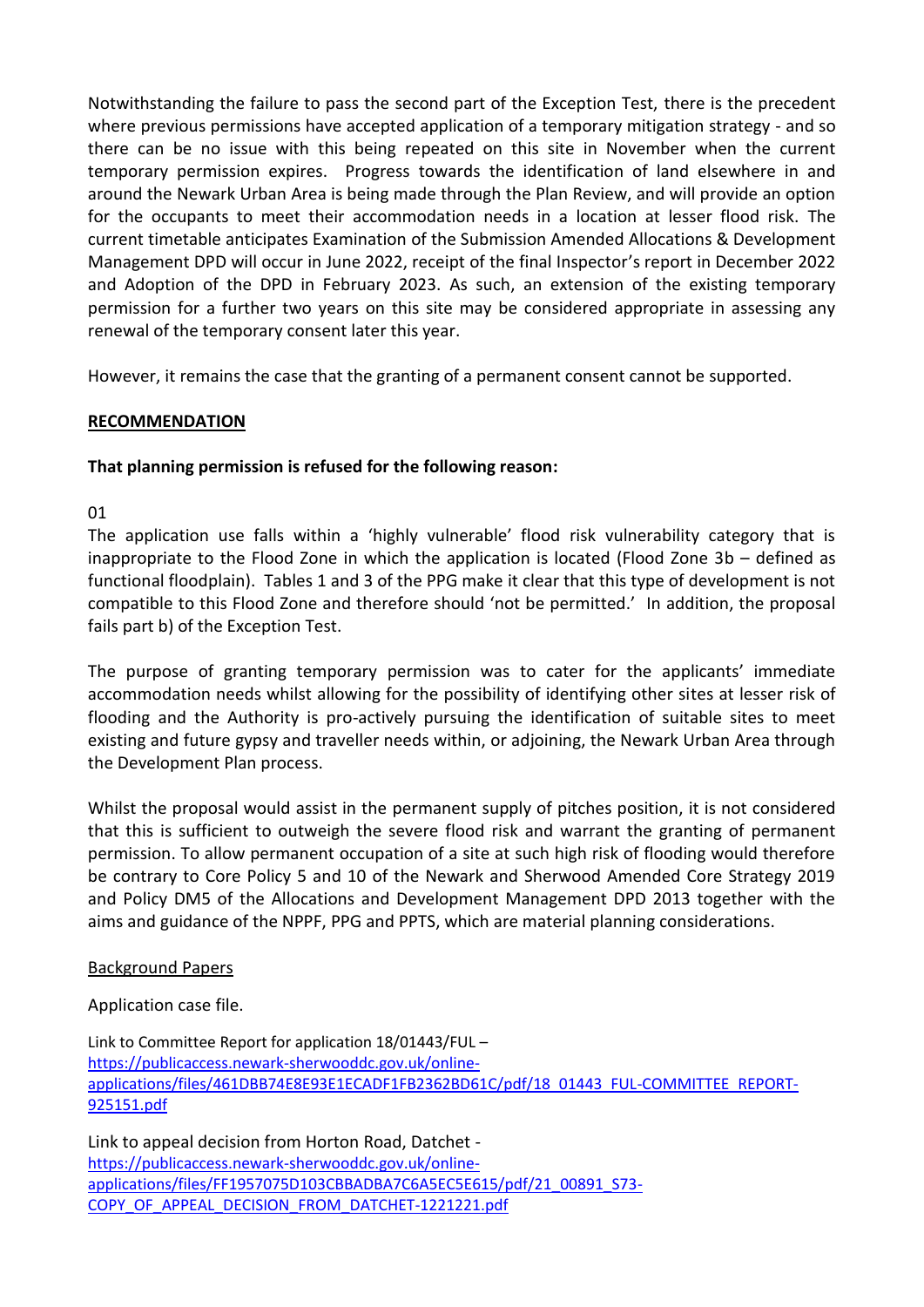Notwithstanding the failure to pass the second part of the Exception Test, there is the precedent where previous permissions have accepted application of a temporary mitigation strategy - and so there can be no issue with this being repeated on this site in November when the current temporary permission expires. Progress towards the identification of land elsewhere in and around the Newark Urban Area is being made through the Plan Review, and will provide an option for the occupants to meet their accommodation needs in a location at lesser flood risk. The current timetable anticipates Examination of the Submission Amended Allocations & Development Management DPD will occur in June 2022, receipt of the final Inspector's report in December 2022 and Adoption of the DPD in February 2023. As such, an extension of the existing temporary permission for a further two years on this site may be considered appropriate in assessing any renewal of the temporary consent later this year.

However, it remains the case that the granting of a permanent consent cannot be supported.

## RECOMMENDATION

**That planning permission is refused for the following reason:**

01

The application use falls within a 'highly vulnerable' flood risk vulnerability category that is inappropriate to the Flood Zone in which the application is located (Flood Zone 3b – defined as functional floodplain). Tables 1 and 3 of the PPG make it clear that this type of development is not compatible to this Flood Zone and therefore should 'not be permitted.' In addition, the proposal fails part b) of the Exception Test.

The purpose of granting temporary permission was to cater for the applicants' immediate accommodation needs whilst allowing for the possibility of identifying other sites at lesser risk of flooding and the Authority is pro-actively pursuing the identification of suitable sites to meet existing and future gypsy and traveller needs within, or adjoining, the Newark Urban Area through the Development Plan process.

Whilst the proposal would assist in the permanent supply of pitches position, it is not considered that this is sufficient to outweigh the severe flood risk and warrant the granting of permanent permission. To allow permanent occupation of a site at such high risk of flooding would therefore be contrary to Core Policy 5 and 10 of the Newark and Sherwood Amended Core Strategy 2019 and Policy DM5 of the Allocations and Development Management DPD 2013 together with the aims and guidance of the NPPF, PPG and PPTS, which are material planning considerations.

Background Papers

Application case file.

Link to Committee Report for application 18/01443/FUL – https://publicaccess.newark-sherwooddc.gov.uk/online-applications/files/461DBB74E8E93E1ECADF1FB2362BD61C/pdf/18_01443_FUL-COMMITTEE_REPORT-925151.pdf

Link to appeal decision from Horton Road, Datchet - https://publicaccess.newark-sherwooddc.gov.uk/online-applications/files/FF1957075D103CBBADBA7C6A5EC5E615/pdf/21_00891_S73-COPY_OF_APPEAL_DECISION_FROM_DATCHET-1221221.pdf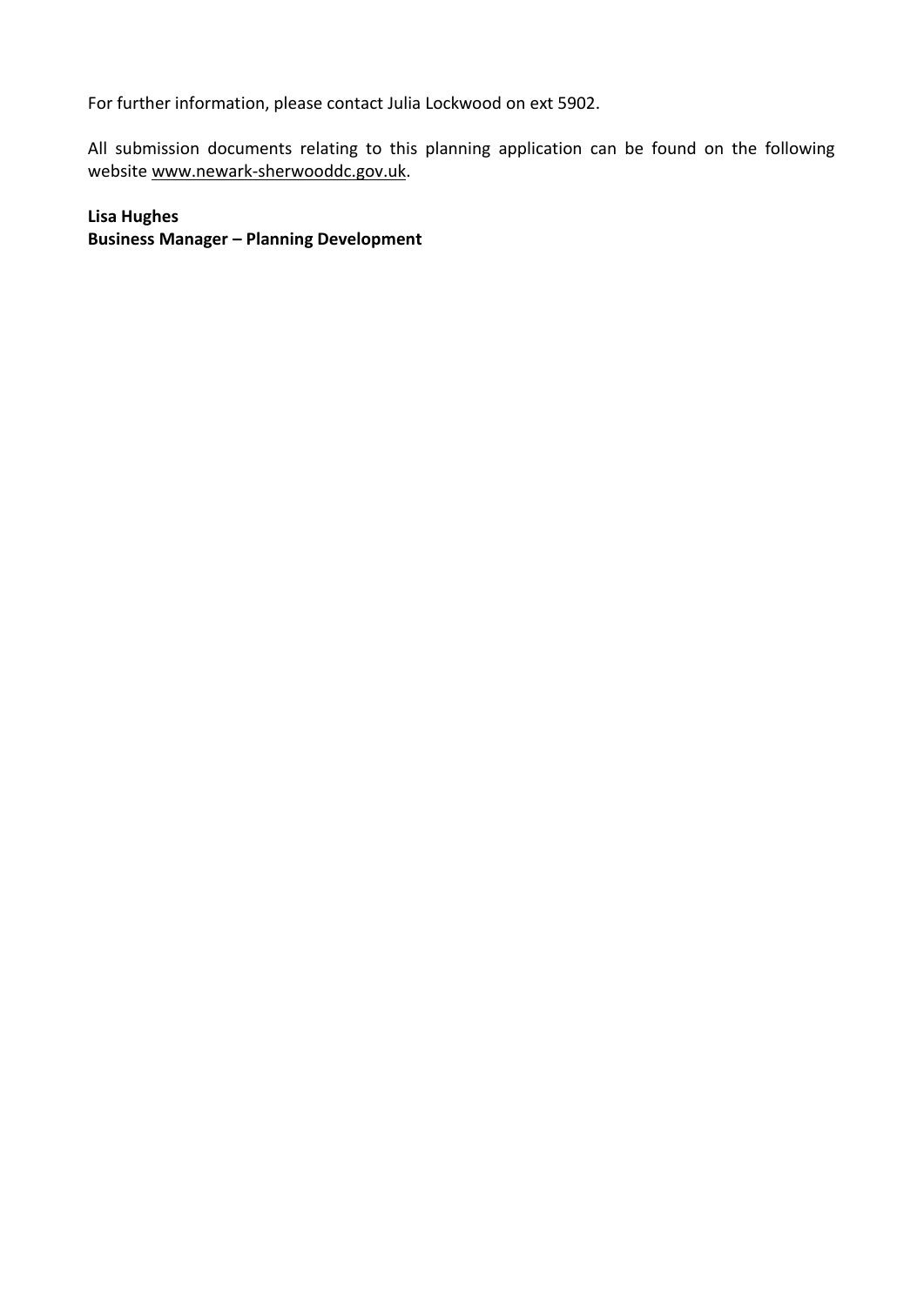For further information, please contact Julia Lockwood on ext 5902.

All submission documents relating to this planning application can be found on the following website www.newark-sherwooddc.gov.uk.

**Lisa Hughes**
**Business Manager – Planning Development**